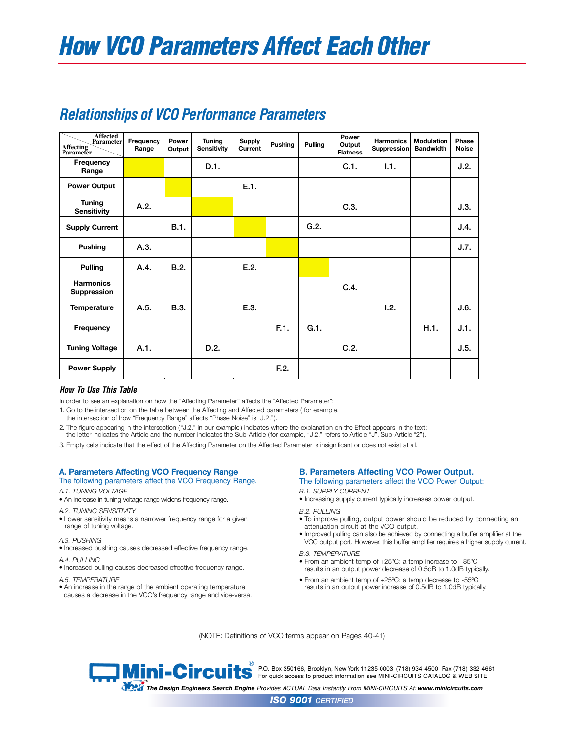// How VCO Parameters Affect Each Other

## Relationships of VCO Performance Parameters

| Affecting Parameter \ Affected Parameter | Frequency Range | Power Output | Tuning Sensitivity | Supply Current | Pushing | Pulling | Power Output Flatness | Harmonics Suppression | Modulation Bandwidth | Phase Noise |
|---|---|---|---|---|---|---|---|---|---|---|
| Frequency Range | | | D.1. | | | | C.1. | I.1. | | J.2. |
| Power Output | | | | E.1. | | | | | | |
| Tuning Sensitivity | A.2. | | | | | | C.3. | | | J.3. |
| Supply Current | | B.1. | | | | G.2. | | | | J.4. |
| Pushing | A.3. | | | | | | | | | J.7. |
| Pulling | A.4. | B.2. | | E.2. | | | | | | |
| Harmonics Suppression | | | | | | | C.4. | | | |
| Temperature | A.5. | B.3. | | E.3. | | | | I.2. | | J.6. |
| Frequency | | | | | F.1. | G.1. | | | H.1. | J.1. |
| Tuning Voltage | A.1. | | D.2. | | | | C.2. | | | J.5. |
| Power Supply | | | | | F.2. | | | | | |

### How To Use This Table

In order to see an explanation on how the "Affecting Parameter" affects the "Affected Parameter":

1. Go to the intersection on the table between the Affecting and Affected parameters ( for example, the intersection of how "Frequency Range" affects "Phase Noise" is J.2.").
2. The figure appearing in the intersection ("J.2." in our example) indicates where the explanation on the Effect appears in the text: the letter indicates the Article and the number indicates the Sub-Article (for example, "J.2." refers to Article "J", Sub-Article "2").
3. Empty cells indicate that the effect of the Affecting Parameter on the Affected Parameter is insignificant or does not exist at all.

### A. Parameters Affecting VCO Frequency Range

The following parameters affect the VCO Frequency Range.

*A.1. TUNING VOLTAGE*
- An increase in tuning voltage range widens frequency range.

*A.2. TUNING SENSITIVITY*
- Lower sensitivity means a narrower frequency range for a given range of tuning voltage.

*A.3. PUSHING*
- Increased pushing causes decreased effective frequency range.

*A.4. PULLING*
- Increased pulling causes decreased effective frequency range.

*A.5. TEMPERATURE*
- An increase in the range of the ambient operating temperature causes a decrease in the VCO's frequency range and vice-versa.

### B. Parameters Affecting VCO Power Output.

The following parameters affect the VCO Power Output:

*B.1. SUPPLY CURRENT*
- Increasing supply current typically increases power output.

*B.2. PULLING*
- To improve pulling, output power should be reduced by connecting an attenuation circuit at the VCO output.
- Improved pulling can also be achieved by connecting a buffer amplifier at the VCO output port. However, this buffer amplifier requires a higher supply current.

*B.3. TEMPERATURE.*
- From an ambient temp of +25ºC: a temp increase to +85ºC results in an output power decrease of 0.5dB to 1.0dB typically.
- From an ambient temp of +25ºC: a temp decrease to -55ºC results in an output power increase of 0.5dB to 1.0dB typically.

(NOTE: Definitions of VCO terms appear on Pages 40-41)

Mini-Circuits® P.O. Box 350166, Brooklyn, New York 11235-0003 (718) 934-4500 Fax (718) 332-4661
For quick access to product information see MINI-CIRCUITS CATALOG & WEB SITE

*The Design Engineers Search Engine* Provides ACTUAL Data Instantly From MINI-CIRCUITS At: **www.minicircuits.com**

**ISO 9001** CERTIFIED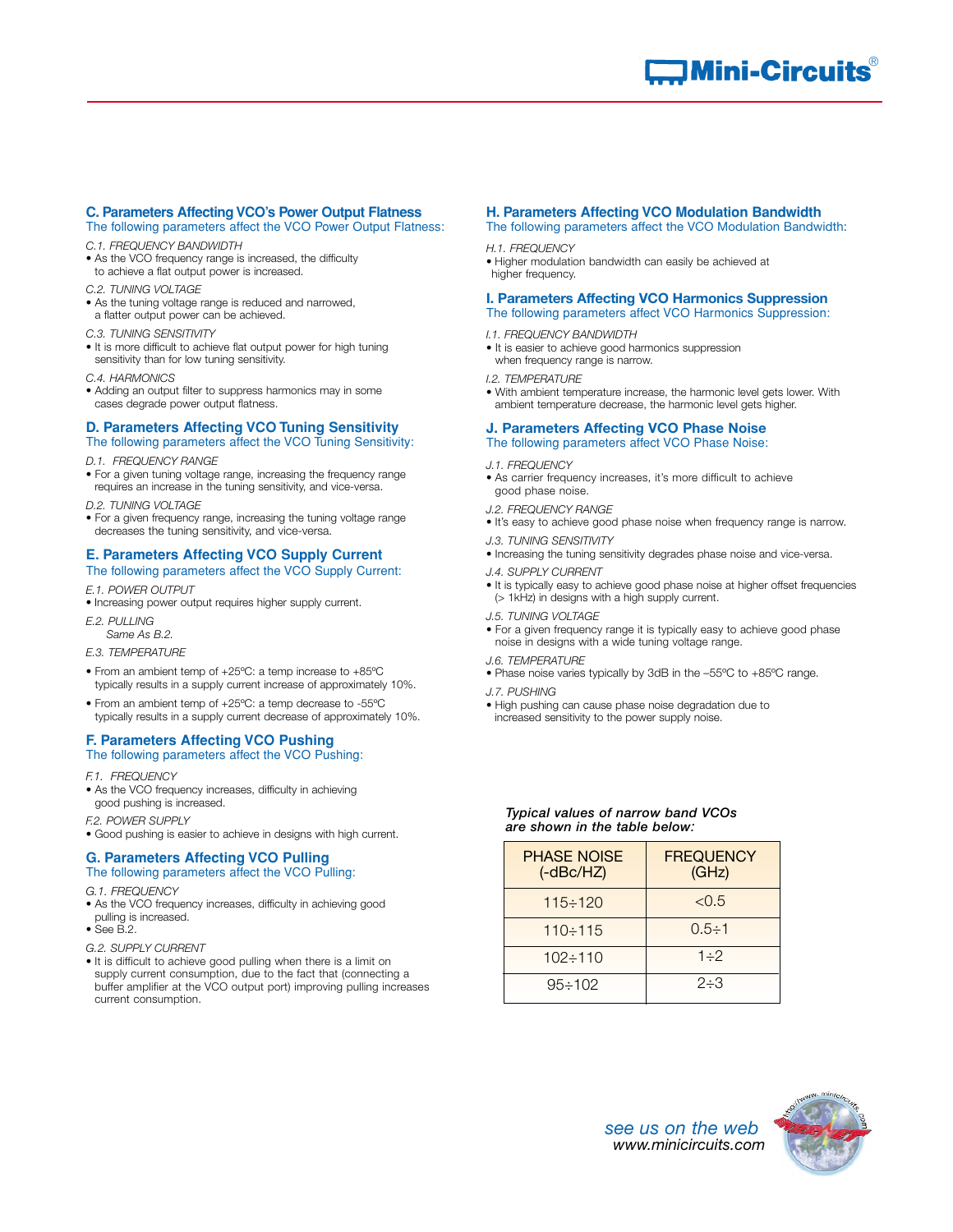## C. Parameters Affecting VCO's Power Output Flatness

The following parameters affect the VCO Power Output Flatness:

*C.1. FREQUENCY BANDWIDTH*

- As the VCO frequency range is increased, the difficulty to achieve a flat output power is increased.

*C.2. TUNING VOLTAGE*

- As the tuning voltage range is reduced and narrowed, a flatter output power can be achieved.

*C.3. TUNING SENSITIVITY*

- It is more difficult to achieve flat output power for high tuning sensitivity than for low tuning sensitivity.

*C.4. HARMONICS*

- Adding an output filter to suppress harmonics may in some cases degrade power output flatness.

## D. Parameters Affecting VCO Tuning Sensitivity

The following parameters affect the VCO Tuning Sensitivity:

*D.1. FREQUENCY RANGE*

- For a given tuning voltage range, increasing the frequency range requires an increase in the tuning sensitivity, and vice-versa.

*D.2. TUNING VOLTAGE*

- For a given frequency range, increasing the tuning voltage range decreases the tuning sensitivity, and vice-versa.

## E. Parameters Affecting VCO Supply Current

The following parameters affect the VCO Supply Current:

*E.1. POWER OUTPUT*

- Increasing power output requires higher supply current.

*E.2. PULLING*

*Same As B.2.*

*E.3. TEMPERATURE*

- From an ambient temp of +25ºC: a temp increase to +85ºC typically results in a supply current increase of approximately 10%.
- From an ambient temp of +25ºC: a temp decrease to -55ºC typically results in a supply current decrease of approximately 10%.

## F. Parameters Affecting VCO Pushing

The following parameters affect the VCO Pushing:

*F.1. FREQUENCY*

- As the VCO frequency increases, difficulty in achieving good pushing is increased.

*F.2. POWER SUPPLY*

- Good pushing is easier to achieve in designs with high current.

## G. Parameters Affecting VCO Pulling

The following parameters affect the VCO Pulling:

*G.1. FREQUENCY*

- As the VCO frequency increases, difficulty in achieving good pulling is increased.
- See B.2.

*G.2. SUPPLY CURRENT*

- It is difficult to achieve good pulling when there is a limit on supply current consumption, due to the fact that (connecting a buffer amplifier at the VCO output port) improving pulling increases current consumption.

## H. Parameters Affecting VCO Modulation Bandwidth

The following parameters affect the VCO Modulation Bandwidth:

*H.1. FREQUENCY*

- Higher modulation bandwidth can easily be achieved at higher frequency.

## I. Parameters Affecting VCO Harmonics Suppression

The following parameters affect VCO Harmonics Suppression:

*I.1. FREQUENCY BANDWIDTH*

- It is easier to achieve good harmonics suppression when frequency range is narrow.

*I.2. TEMPERATURE*

- With ambient temperature increase, the harmonic level gets lower. With ambient temperature decrease, the harmonic level gets higher.

## J. Parameters Affecting VCO Phase Noise

The following parameters affect VCO Phase Noise:

*J.1. FREQUENCY*

- As carrier frequency increases, it's more difficult to achieve good phase noise.

*J.2. FREQUENCY RANGE*

- It's easy to achieve good phase noise when frequency range is narrow.

*J.3. TUNING SENSITIVITY*

- Increasing the tuning sensitivity degrades phase noise and vice-versa.

*J.4. SUPPLY CURRENT*

- It is typically easy to achieve good phase noise at higher offset frequencies (> 1kHz) in designs with a high supply current.

*J.5. TUNING VOLTAGE*

- For a given frequency range it is typically easy to achieve good phase noise in designs with a wide tuning voltage range.

*J.6. TEMPERATURE*

- Phase noise varies typically by 3dB in the –55ºC to +85ºC range.

*J.7. PUSHING*

- High pushing can cause phase noise degradation due to increased sensitivity to the power supply noise.

***Typical values of narrow band VCOs are shown in the table below:***

| PHASE NOISE (-dBc/HZ) | FREQUENCY (GHz) |
|---|---|
| 115÷120 | <0.5 |
| 110÷115 | 0.5÷1 |
| 102÷110 | 1÷2 |
| 95÷102 | 2÷3 |

*see us on the web*
*www.minicircuits.com*